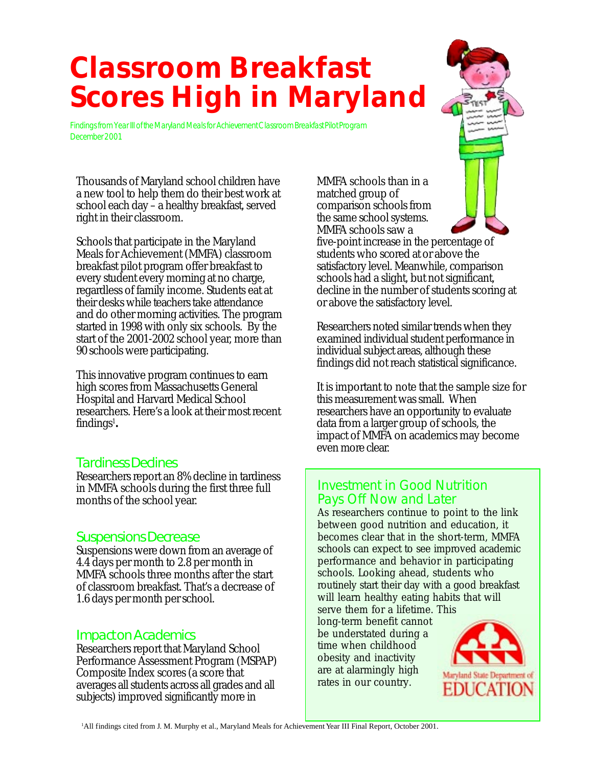# Classroom Breakfast Scores High in Maryland

Findings from Year III of the Maryland Meals for Achievement Classroom Breakfast Pilot Program
December 2001

Thousands of Maryland school children have a new tool to help them do their best work at school each day – a healthy breakfast, served right in their classroom.

Schools that participate in the Maryland Meals for Achievement (MMFA) classroom breakfast pilot program offer breakfast to every student every morning at no charge, regardless of family income. Students eat at their desks while teachers take attendance and do other morning activities. The program started in 1998 with only six schools. By the start of the 2001-2002 school year, more than 90 schools were participating.

This innovative program continues to earn high scores from Massachusetts General Hospital and Harvard Medical School researchers. Here's a look at their most recent findings[1].

## Tardiness Declines

Researchers report an 8% decline in tardiness in MMFA schools during the first three full months of the school year.

## Suspensions Decrease

Suspensions were down from an average of 4.4 days per month to 2.8 per month in MMFA schools three months after the start of classroom breakfast. That's a decrease of 1.6 days per month per school.

## Impact on Academics

Researchers report that Maryland School Performance Assessment Program (MSPAP) Composite Index scores (a score that averages all students across all grades and all subjects) improved significantly more in MMFA schools than in a matched group of comparison schools from the same school systems. MMFA schools saw a five-point increase in the percentage of students who scored at or above the satisfactory level. Meanwhile, comparison schools had a slight, but not significant, decline in the number of students scoring at or above the satisfactory level.

Researchers noted similar trends when they examined individual student performance in individual subject areas, although these findings did not reach statistical significance.

It is important to note that the sample size for this measurement was small. When researchers have an opportunity to evaluate data from a larger group of schools, the impact of MMFA on academics may become even more clear.

## Investment in Good Nutrition Pays Off Now and Later

As researchers continue to point to the link between good nutrition and education, it becomes clear that in the short-term, MMFA schools can expect to see improved academic performance and behavior in participating schools. Looking ahead, students who routinely start their day with a good breakfast will learn healthy eating habits that will serve them for a lifetime. This long-term benefit cannot be understated during a time when childhood obesity and inactivity are at alarmingly high rates in our country.

Maryland State Department of EDUCATION

[1] All findings cited from J. M. Murphy et al., Maryland Meals for Achievement Year III Final Report, October 2001.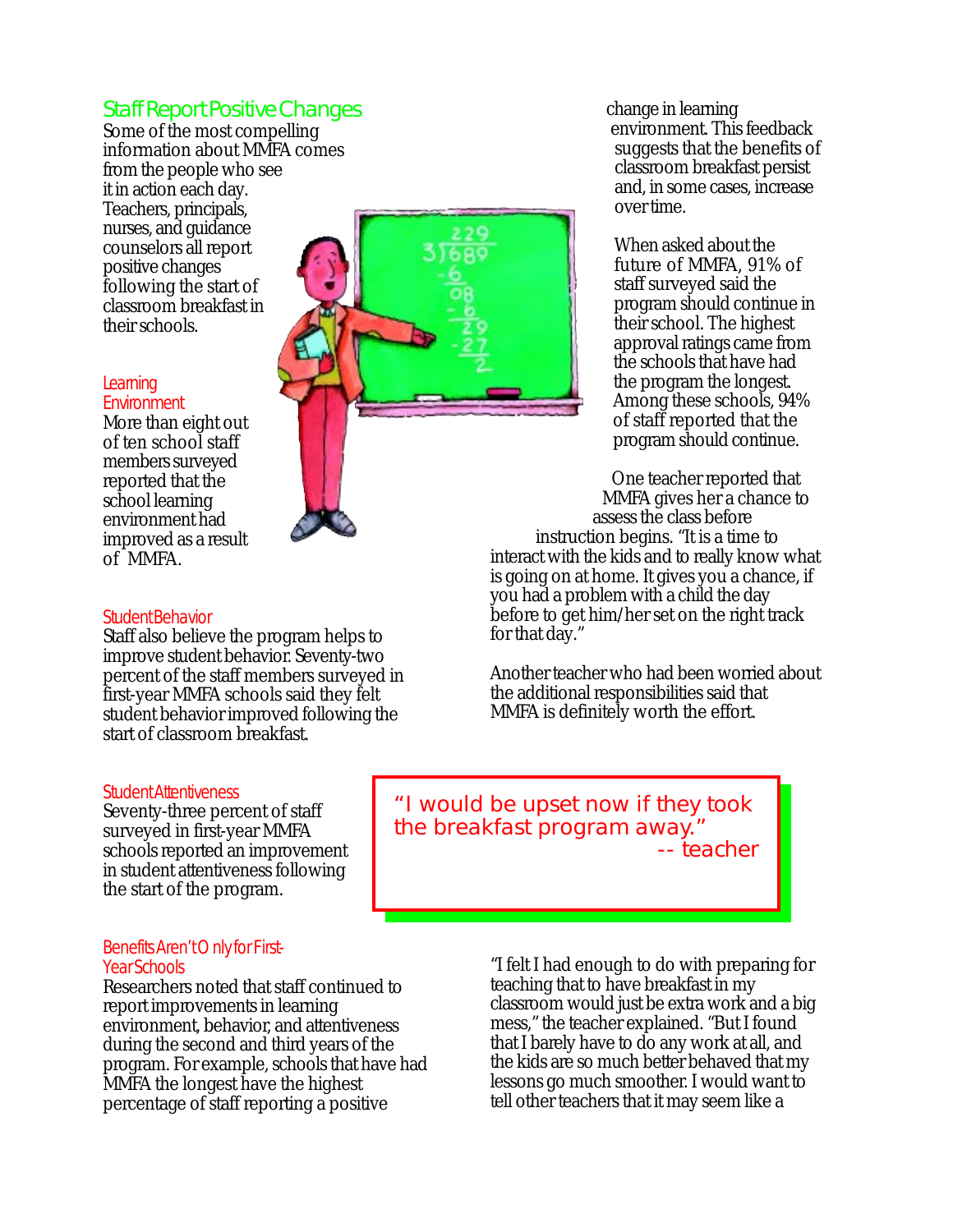## Staff Report Positive Changes

Some of the most compelling information about MMFA comes from the people who see it in action each day. Teachers, principals, nurses, and guidance counselors all report positive changes following the start of classroom breakfast in their schools.

### Learning Environment

More than eight out of ten school staff members surveyed reported that the school learning environment had improved as a result of MMFA.

### Student Behavior

Staff also believe the program helps to improve student behavior. Seventy-two percent of the staff members surveyed in first-year MMFA schools said they felt student behavior improved following the start of classroom breakfast.

### Student Attentiveness

Seventy-three percent of staff surveyed in first-year MMFA schools reported an improvement in student attentiveness following the start of the program.

### Benefits Aren't Only for First-Year Schools

Researchers noted that staff continued to report improvements in learning environment, behavior, and attentiveness during the second and third years of the program. For example, schools that have had MMFA the longest have the highest percentage of staff reporting a positive change in learning environment. This feedback suggests that the benefits of classroom breakfast persist and, in some cases, increase over time.

When asked about the future of MMFA, 91% of staff surveyed said the program should continue in their school. The highest approval ratings came from the schools that have had the program the longest. Among these schools, 94% of staff reported that the program should continue.

One teacher reported that MMFA gives her a chance to assess the class before instruction begins. "It is a time to interact with the kids and to really know what is going on at home. It gives you a chance, if you had a problem with a child the day before to get him/her set on the right track for that day."

Another teacher who had been worried about the additional responsibilities said that MMFA is definitely worth the effort.

> "I would be upset now if they took the breakfast program away."
> -- teacher

"I felt I had enough to do with preparing for teaching that to have breakfast in my classroom would just be extra work and a big mess," the teacher explained. "But I found that I barely have to do any work at all, and the kids are so much better behaved that my lessons go much smoother. I would want to tell other teachers that it may seem like a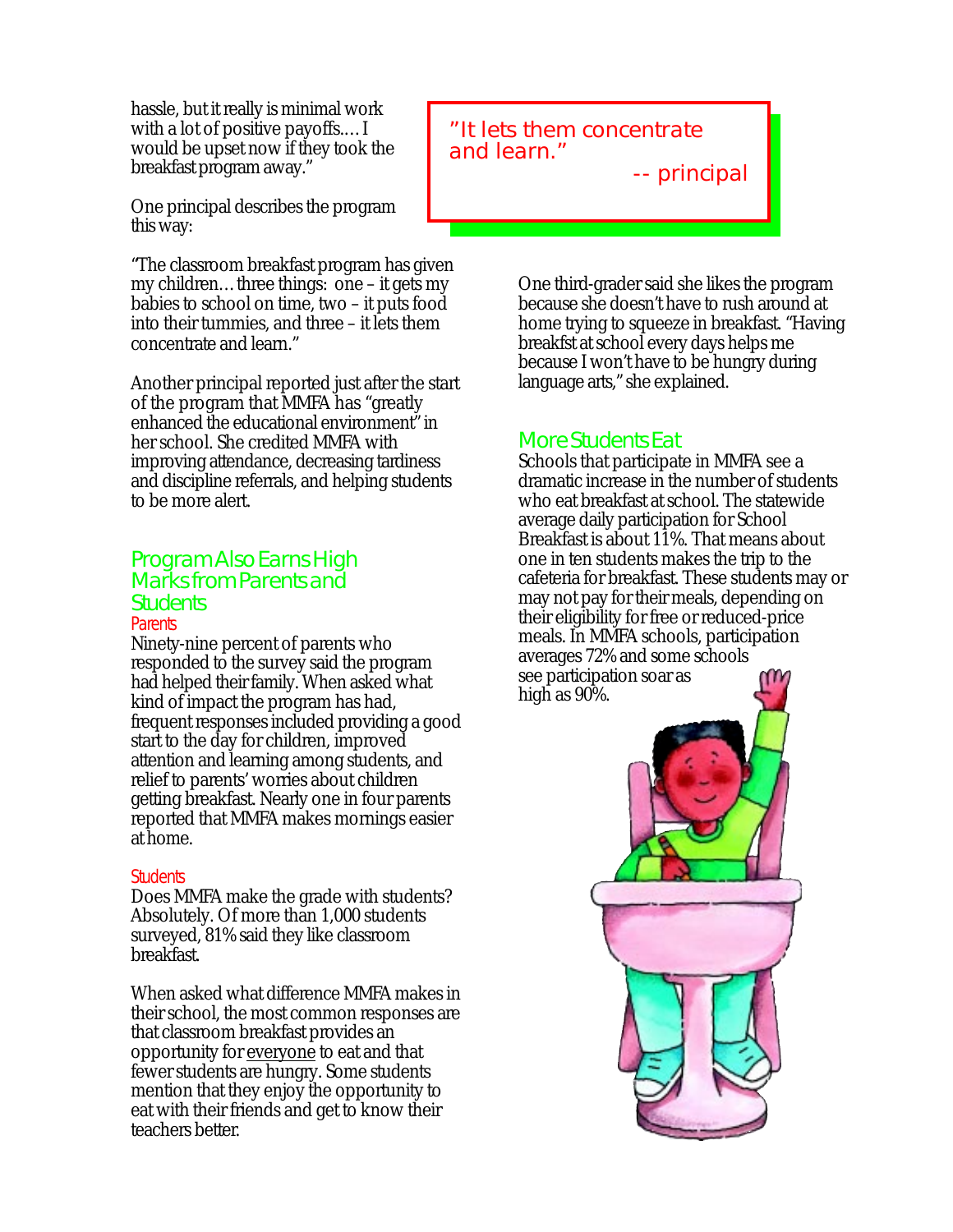hassle, but it really is minimal work with a lot of positive payoffs.... I would be upset now if they took the breakfast program away."

One principal describes the program this way:

"The classroom breakfast program has given my children… three things: one – it gets my babies to school on time, two – it puts food into their tummies, and three – it lets them concentrate and learn."

> "It lets them concentrate and learn."
>
> -- principal

Another principal reported just after the start of the program that MMFA has "greatly enhanced the educational environment" in her school. She credited MMFA with improving attendance, decreasing tardiness and discipline referrals, and helping students to be more alert.

## Program Also Earns High Marks from Parents and Students

### Parents

Ninety-nine percent of parents who responded to the survey said the program had helped their family. When asked what kind of impact the program has had, frequent responses included providing a good start to the day for children, improved attention and learning among students, and relief to parents' worries about children getting breakfast. Nearly one in four parents reported that MMFA makes mornings easier at home.

### Students

Does MMFA make the grade with students? Absolutely. Of more than 1,000 students surveyed, 81% said they like classroom breakfast.

When asked what difference MMFA makes in their school, the most common responses are that classroom breakfast provides an opportunity for everyone to eat and that fewer students are hungry. Some students mention that they enjoy the opportunity to eat with their friends and get to know their teachers better.

One third-grader said she likes the program because she doesn't have to rush around at home trying to squeeze in breakfast. "Having breakfst at school every days helps me because I won't have to be hungry during language arts," she explained.

## More Students Eat

Schools that participate in MMFA see a dramatic increase in the number of students who eat breakfast at school. The statewide average daily participation for School Breakfast is about 11%. That means about one in ten students makes the trip to the cafeteria for breakfast. These students may or may not pay for their meals, depending on their eligibility for free or reduced-price meals. In MMFA schools, participation averages 72% and some schools see participation soar as high as 90%.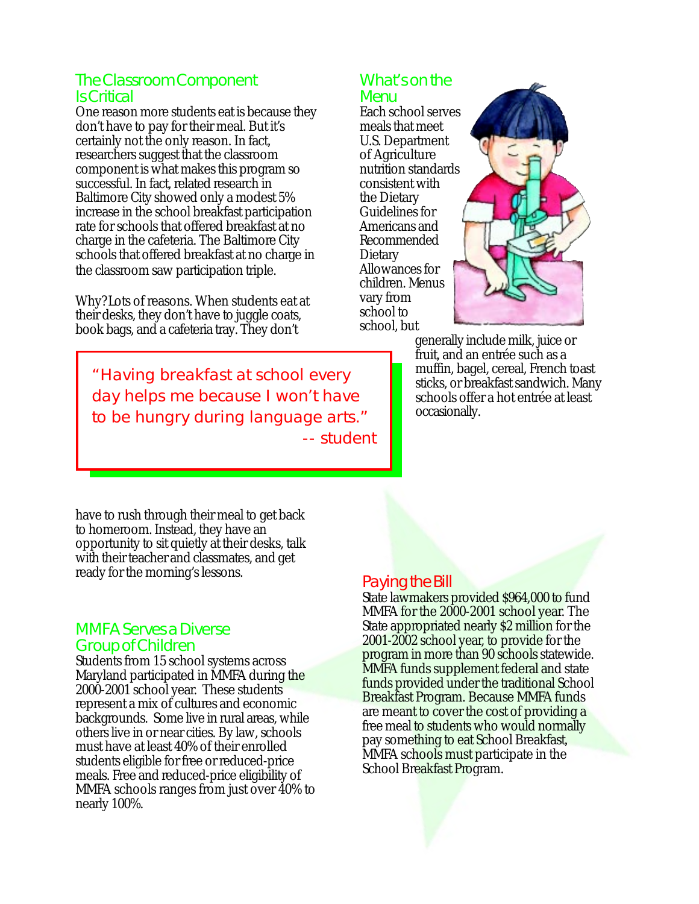## The Classroom Component Is Critical

One reason more students eat is because they don't have to pay for their meal. But it's certainly not the only reason. In fact, researchers suggest that the classroom component is what makes this program so successful. In fact, related research in Baltimore City showed only a modest 5% increase in the school breakfast participation rate for schools that offered breakfast at no charge in the cafeteria. The Baltimore City schools that offered breakfast at no charge in the classroom saw participation triple.

Why? Lots of reasons. When students eat at their desks, they don't have to juggle coats, book bags, and a cafeteria tray. They don't have to rush through their meal to get back to homeroom. Instead, they have an opportunity to sit quietly at their desks, talk with their teacher and classmates, and get ready for the morning's lessons.

> "Having breakfast at school every day helps me because I won't have to be hungry during language arts."
> -- student

## MMFA Serves a Diverse Group of Children

Students from 15 school systems across Maryland participated in MMFA during the 2000-2001 school year. These students represent a mix of cultures and economic backgrounds. Some live in rural areas, while others live in or near cities. By law, schools must have at least 40% of their enrolled students eligible for free or reduced-price meals. Free and reduced-price eligibility of MMFA schools ranges from just over 40% to nearly 100%.

## What's on the Menu

Each school serves meals that meet U.S. Department of Agriculture nutrition standards consistent with the Dietary Guidelines for Americans and Recommended Dietary Allowances for children. Menus vary from school to school, but generally include milk, juice or fruit, and an entrée such as a muffin, bagel, cereal, French toast sticks, or breakfast sandwich. Many schools offer a hot entrée at least occasionally.

## Paying the Bill

State lawmakers provided $964,000 to fund MMFA for the 2000-2001 school year. The State appropriated nearly $2 million for the 2001-2002 school year, to provide for the program in more than 90 schools statewide. MMFA funds supplement federal and state funds provided under the traditional School Breakfast Program. Because MMFA funds are meant to cover the cost of providing a free meal to students who would normally pay something to eat School Breakfast, MMFA schools must participate in the School Breakfast Program.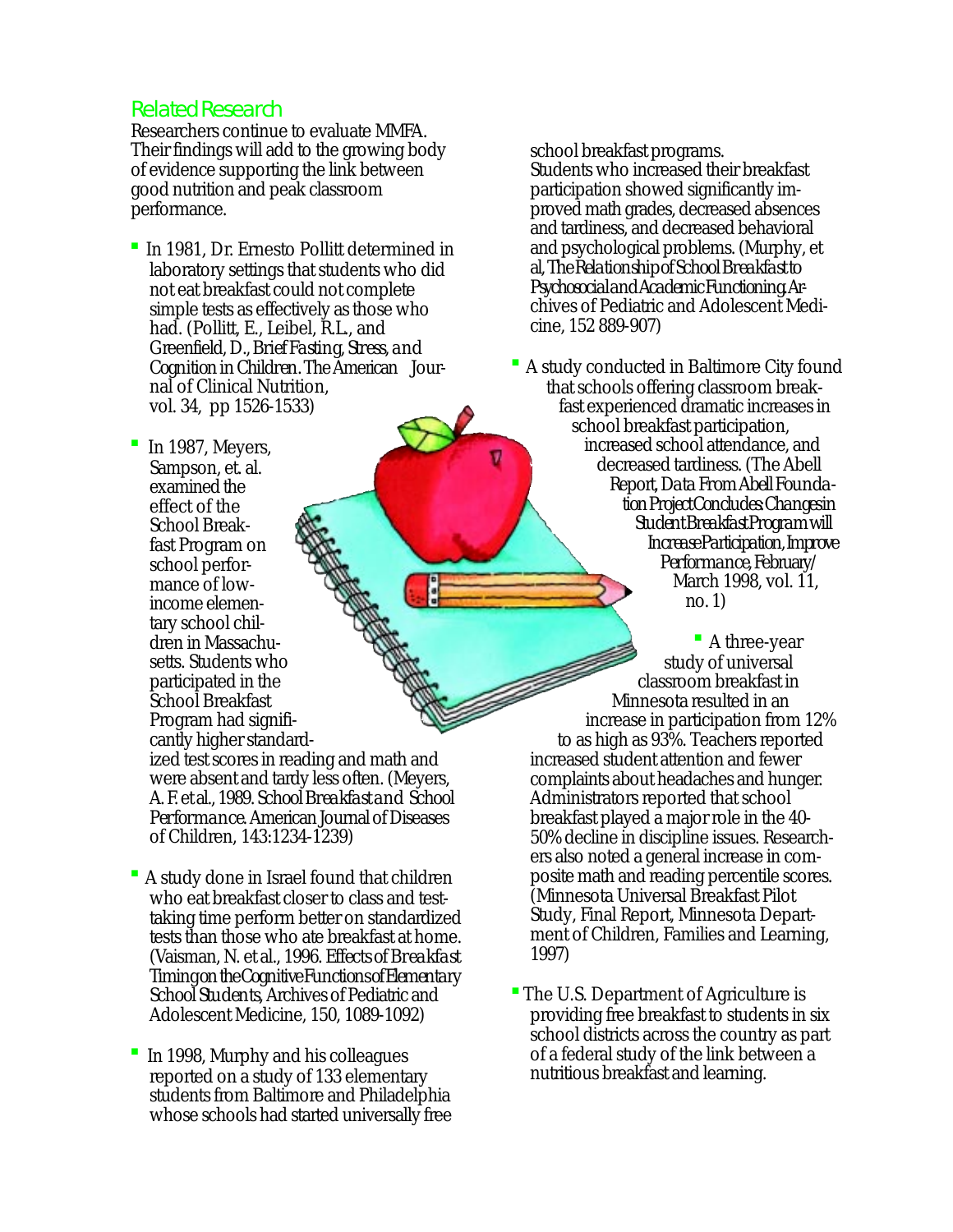## Related Research

Researchers continue to evaluate MMFA. Their findings will add to the growing body of evidence supporting the link between good nutrition and peak classroom performance.

- In 1981, Dr. Ernesto Pollitt determined in laboratory settings that students who did not eat breakfast could not complete simple tests as effectively as those who had. (Pollitt, E., Leibel, R.L., and Greenfield, D., *Brief Fasting, Stress, and Cognition in Children*. The American Journal of Clinical Nutrition, vol. 34, pp 1526-1533)

- In 1987, Meyers, Sampson, et. al. examined the effect of the School Breakfast Program on school performance of low-income elementary school children in Massachusetts. Students who participated in the School Breakfast Program had significantly higher standardized test scores in reading and math and were absent and tardy less often. (Meyers, A. F. et al., 1989. *School Breakfast and School Performance*. American Journal of Diseases of Children, 143:1234-1239)

- A study done in Israel found that children who eat breakfast closer to class and test-taking time perform better on standardized tests than those who ate breakfast at home. (Vaisman, N. et al., 1996. *Effects of Breakfast Timing on the Cognitive Functions of Elementary School Students*, Archives of Pediatric and Adolescent Medicine, 150, 1089-1092)

- In 1998, Murphy and his colleagues reported on a study of 133 elementary students from Baltimore and Philadelphia whose schools had started universally free school breakfast programs. Students who increased their breakfast participation showed significantly improved math grades, decreased absences and tardiness, and decreased behavioral and psychological problems. (Murphy, et al, *The Relationship of School Breakfast to Psychosocial and Academic Functioning*. Archives of Pediatric and Adolescent Medicine, 152 889-907)

- A study conducted in Baltimore City found that schools offering classroom breakfast experienced dramatic increases in school breakfast participation, increased school attendance, and decreased tardiness. (The Abell Report, *Data From Abell Foundation Project Concludes Changes in Student Breakfast Program will Increase Participation, Improve Performance*, February/March 1998, vol. 11, no. 1)

- A three-year study of universal classroom breakfast in Minnesota resulted in an increase in participation from 12% to as high as 93%. Teachers reported increased student attention and fewer complaints about headaches and hunger. Administrators reported that school breakfast played a major role in the 40-50% decline in discipline issues. Researchers also noted a general increase in composite math and reading percentile scores. (Minnesota Universal Breakfast Pilot Study, Final Report, Minnesota Department of Children, Families and Learning, 1997)

- The U.S. Department of Agriculture is providing free breakfast to students in six school districts across the country as part of a federal study of the link between a nutritious breakfast and learning.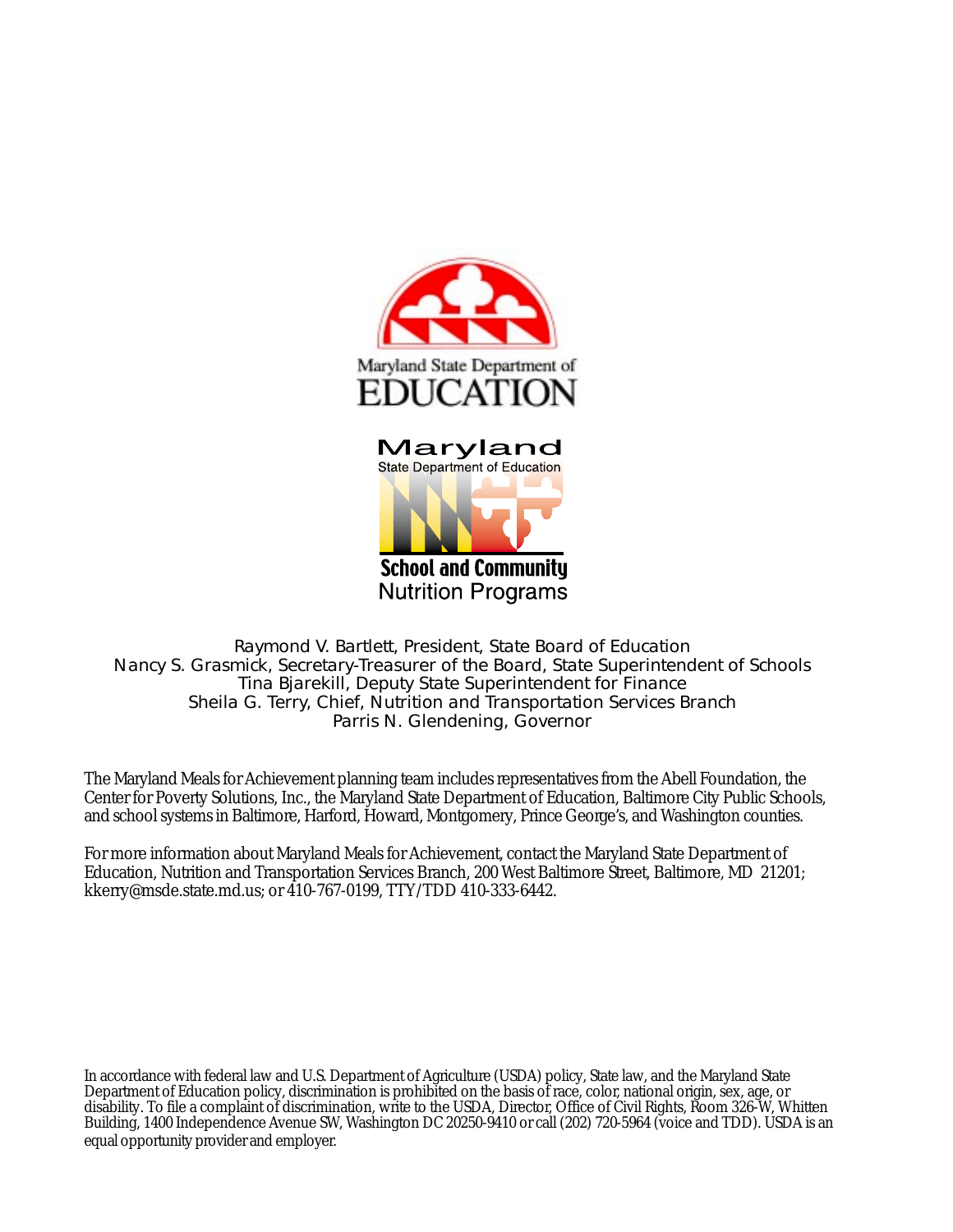Maryland State Department of

EDUCATION

Maryland

State Department of Education

School and Community

Nutrition Programs

Raymond V. Bartlett, President, State Board of Education
Nancy S. Grasmick, Secretary-Treasurer of the Board, State Superintendent of Schools
Tina Bjarekill, Deputy State Superintendent for Finance
Sheila G. Terry, Chief, Nutrition and Transportation Services Branch
Parris N. Glendening, Governor

The Maryland Meals for Achievement planning team includes representatives from the Abell Foundation, the Center for Poverty Solutions, Inc., the Maryland State Department of Education, Baltimore City Public Schools, and school systems in Baltimore, Harford, Howard, Montgomery, Prince George's, and Washington counties.

For more information about Maryland Meals for Achievement, contact the Maryland State Department of Education, Nutrition and Transportation Services Branch, 200 West Baltimore Street, Baltimore, MD 21201; kkerry@msde.state.md.us; or 410-767-0199, TTY/TDD 410-333-6442.

In accordance with federal law and U.S. Department of Agriculture (USDA) policy, State law, and the Maryland State Department of Education policy, discrimination is prohibited on the basis of race, color, national origin, sex, age, or disability. To file a complaint of discrimination, write to the USDA, Director, Office of Civil Rights, Room 326-W, Whitten Building, 1400 Independence Avenue SW, Washington DC 20250-9410 or call (202) 720-5964 (voice and TDD). USDA is an equal opportunity provider and employer.